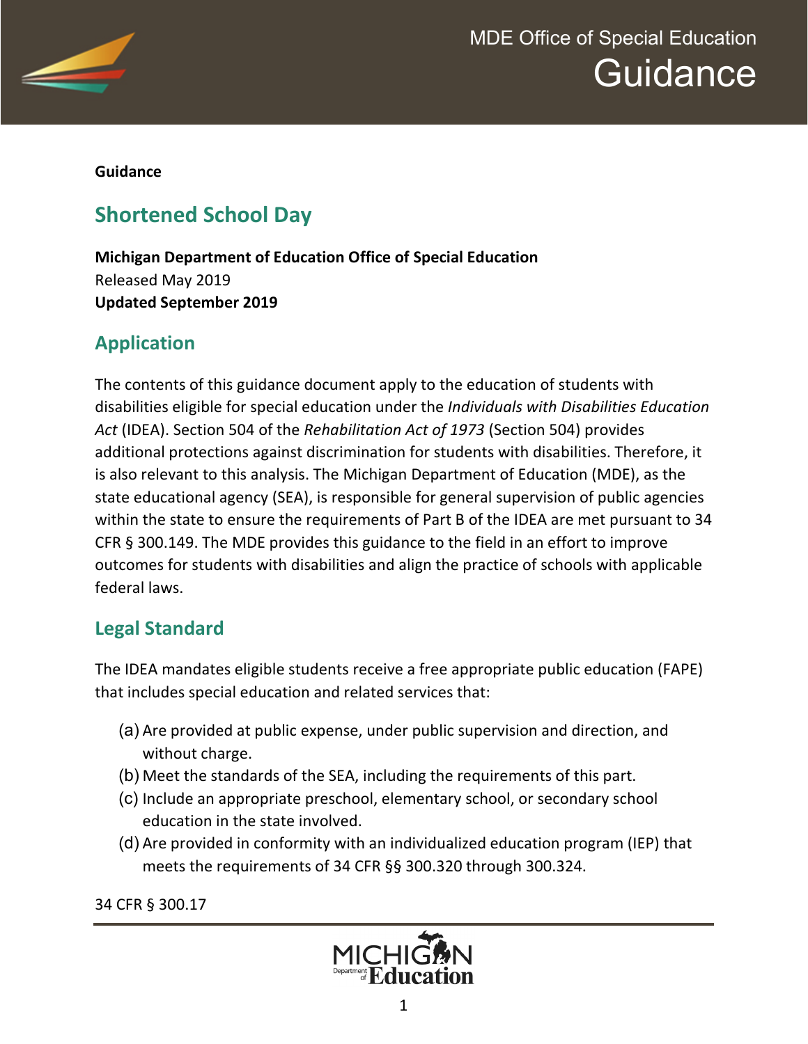**Guidance**

# Shortened School Day

**Michigan Department of Education Office of Special Education**
Released May 2019
**Updated September 2019**

## Application

The contents of this guidance document apply to the education of students with disabilities eligible for special education under the *Individuals with Disabilities Education Act* (IDEA). Section 504 of the *Rehabilitation Act of 1973* (Section 504) provides additional protections against discrimination for students with disabilities. Therefore, it is also relevant to this analysis. The Michigan Department of Education (MDE), as the state educational agency (SEA), is responsible for general supervision of public agencies within the state to ensure the requirements of Part B of the IDEA are met pursuant to 34 CFR § 300.149. The MDE provides this guidance to the field in an effort to improve outcomes for students with disabilities and align the practice of schools with applicable federal laws.

## Legal Standard

The IDEA mandates eligible students receive a free appropriate public education (FAPE) that includes special education and related services that:

(a) Are provided at public expense, under public supervision and direction, and without charge.
(b) Meet the standards of the SEA, including the requirements of this part.
(c) Include an appropriate preschool, elementary school, or secondary school education in the state involved.
(d) Are provided in conformity with an individualized education program (IEP) that meets the requirements of 34 CFR §§ 300.320 through 300.324.

34 CFR § 300.17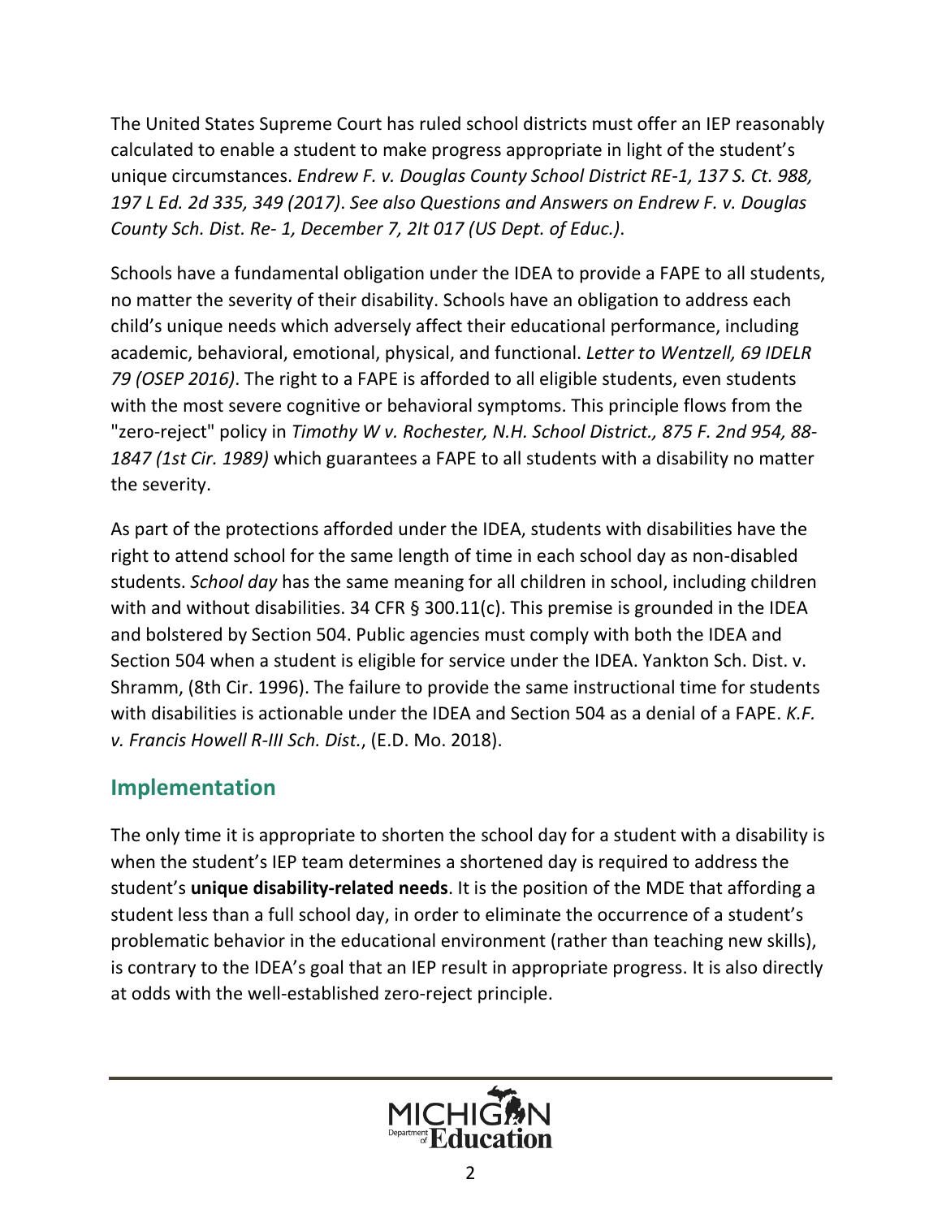The United States Supreme Court has ruled school districts must offer an IEP reasonably calculated to enable a student to make progress appropriate in light of the student's unique circumstances. *Endrew F. v. Douglas County School District RE-1, 137 S. Ct. 988, 197 L Ed. 2d 335, 349 (2017)*. *See also Questions and Answers on Endrew F. v. Douglas County Sch. Dist. Re- 1, December 7, 2It 017 (US Dept. of Educ.)*.

Schools have a fundamental obligation under the IDEA to provide a FAPE to all students, no matter the severity of their disability. Schools have an obligation to address each child's unique needs which adversely affect their educational performance, including academic, behavioral, emotional, physical, and functional. *Letter to Wentzell, 69 IDELR 79 (OSEP 2016)*. The right to a FAPE is afforded to all eligible students, even students with the most severe cognitive or behavioral symptoms. This principle flows from the "zero-reject" policy in *Timothy W v. Rochester, N.H. School District., 875 F. 2nd 954, 88-1847 (1st Cir. 1989)* which guarantees a FAPE to all students with a disability no matter the severity.

As part of the protections afforded under the IDEA, students with disabilities have the right to attend school for the same length of time in each school day as non-disabled students. *School day* has the same meaning for all children in school, including children with and without disabilities. 34 CFR § 300.11(c). This premise is grounded in the IDEA and bolstered by Section 504. Public agencies must comply with both the IDEA and Section 504 when a student is eligible for service under the IDEA. Yankton Sch. Dist. v. Shramm, (8th Cir. 1996). The failure to provide the same instructional time for students with disabilities is actionable under the IDEA and Section 504 as a denial of a FAPE. *K.F. v. Francis Howell R-III Sch. Dist.*, (E.D. Mo. 2018).

## Implementation

The only time it is appropriate to shorten the school day for a student with a disability is when the student's IEP team determines a shortened day is required to address the student's **unique disability-related needs**. It is the position of the MDE that affording a student less than a full school day, in order to eliminate the occurrence of a student's problematic behavior in the educational environment (rather than teaching new skills), is contrary to the IDEA's goal that an IEP result in appropriate progress. It is also directly at odds with the well-established zero-reject principle.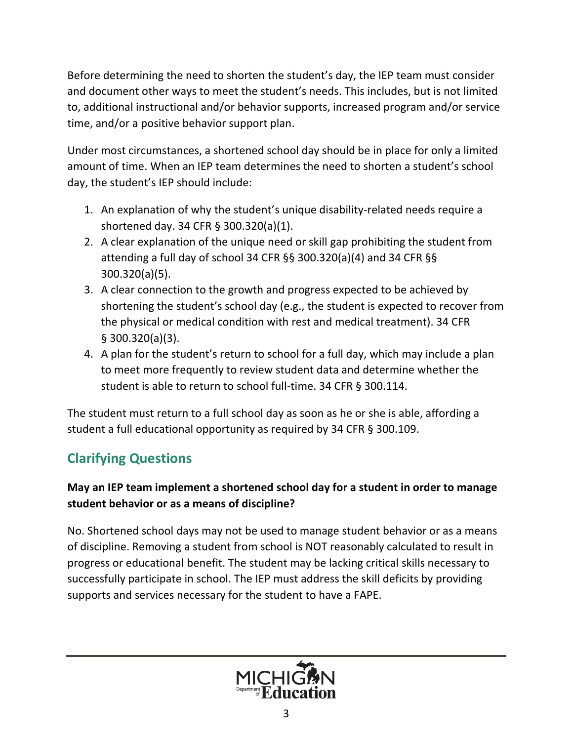Before determining the need to shorten the student's day, the IEP team must consider and document other ways to meet the student's needs. This includes, but is not limited to, additional instructional and/or behavior supports, increased program and/or service time, and/or a positive behavior support plan.

Under most circumstances, a shortened school day should be in place for only a limited amount of time. When an IEP team determines the need to shorten a student's school day, the student's IEP should include:

1. An explanation of why the student's unique disability-related needs require a shortened day. 34 CFR § 300.320(a)(1).
2. A clear explanation of the unique need or skill gap prohibiting the student from attending a full day of school 34 CFR §§ 300.320(a)(4) and 34 CFR §§ 300.320(a)(5).
3. A clear connection to the growth and progress expected to be achieved by shortening the student's school day (e.g., the student is expected to recover from the physical or medical condition with rest and medical treatment). 34 CFR § 300.320(a)(3).
4. A plan for the student's return to school for a full day, which may include a plan to meet more frequently to review student data and determine whether the student is able to return to school full-time. 34 CFR § 300.114.

The student must return to a full school day as soon as he or she is able, affording a student a full educational opportunity as required by 34 CFR § 300.109.

## Clarifying Questions

**May an IEP team implement a shortened school day for a student in order to manage student behavior or as a means of discipline?**

No. Shortened school days may not be used to manage student behavior or as a means of discipline. Removing a student from school is NOT reasonably calculated to result in progress or educational benefit. The student may be lacking critical skills necessary to successfully participate in school. The IEP must address the skill deficits by providing supports and services necessary for the student to have a FAPE.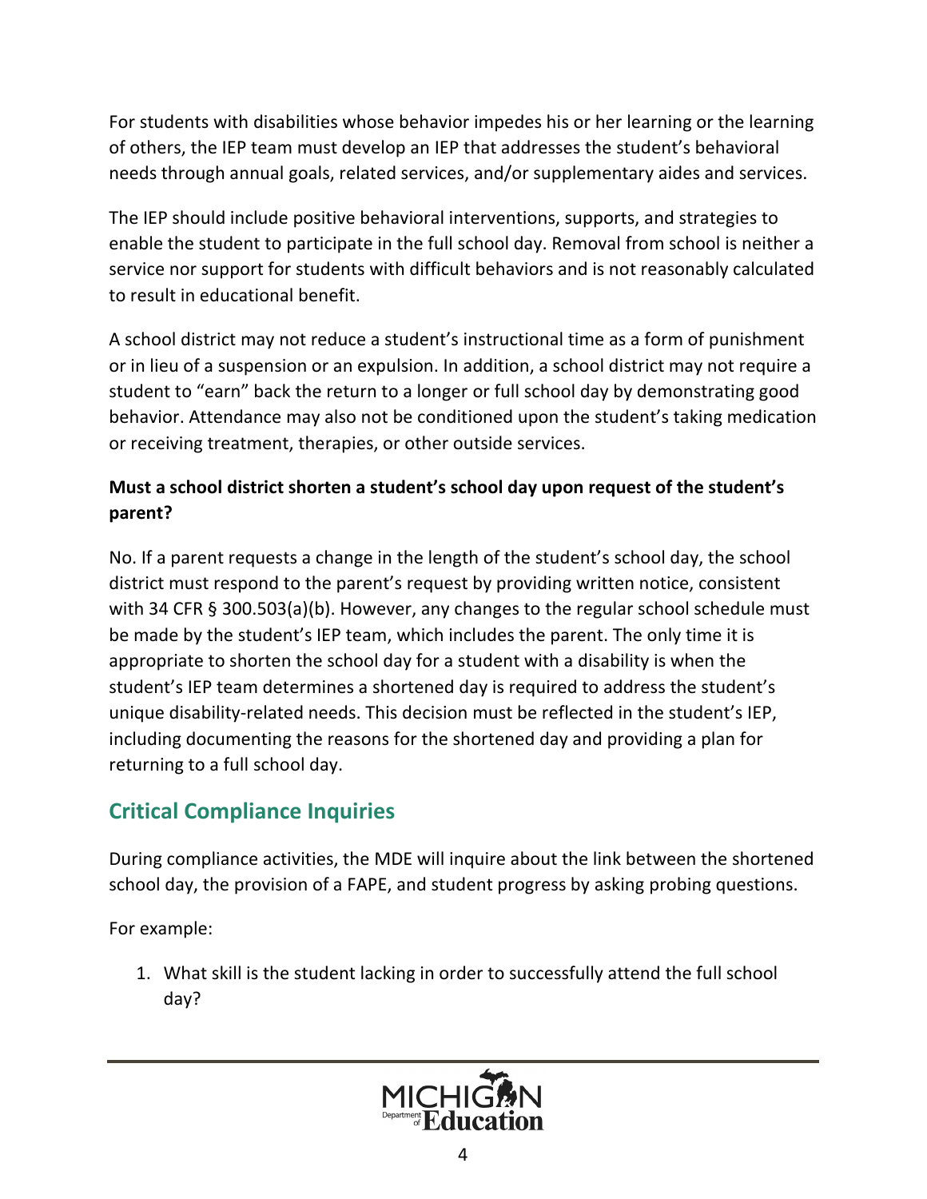For students with disabilities whose behavior impedes his or her learning or the learning of others, the IEP team must develop an IEP that addresses the student's behavioral needs through annual goals, related services, and/or supplementary aides and services.

The IEP should include positive behavioral interventions, supports, and strategies to enable the student to participate in the full school day. Removal from school is neither a service nor support for students with difficult behaviors and is not reasonably calculated to result in educational benefit.

A school district may not reduce a student's instructional time as a form of punishment or in lieu of a suspension or an expulsion. In addition, a school district may not require a student to "earn" back the return to a longer or full school day by demonstrating good behavior. Attendance may also not be conditioned upon the student's taking medication or receiving treatment, therapies, or other outside services.

**Must a school district shorten a student's school day upon request of the student's parent?**

No. If a parent requests a change in the length of the student's school day, the school district must respond to the parent's request by providing written notice, consistent with 34 CFR § 300.503(a)(b). However, any changes to the regular school schedule must be made by the student's IEP team, which includes the parent. The only time it is appropriate to shorten the school day for a student with a disability is when the student's IEP team determines a shortened day is required to address the student's unique disability-related needs. This decision must be reflected in the student's IEP, including documenting the reasons for the shortened day and providing a plan for returning to a full school day.

## Critical Compliance Inquiries

During compliance activities, the MDE will inquire about the link between the shortened school day, the provision of a FAPE, and student progress by asking probing questions.

For example:

1. What skill is the student lacking in order to successfully attend the full school day?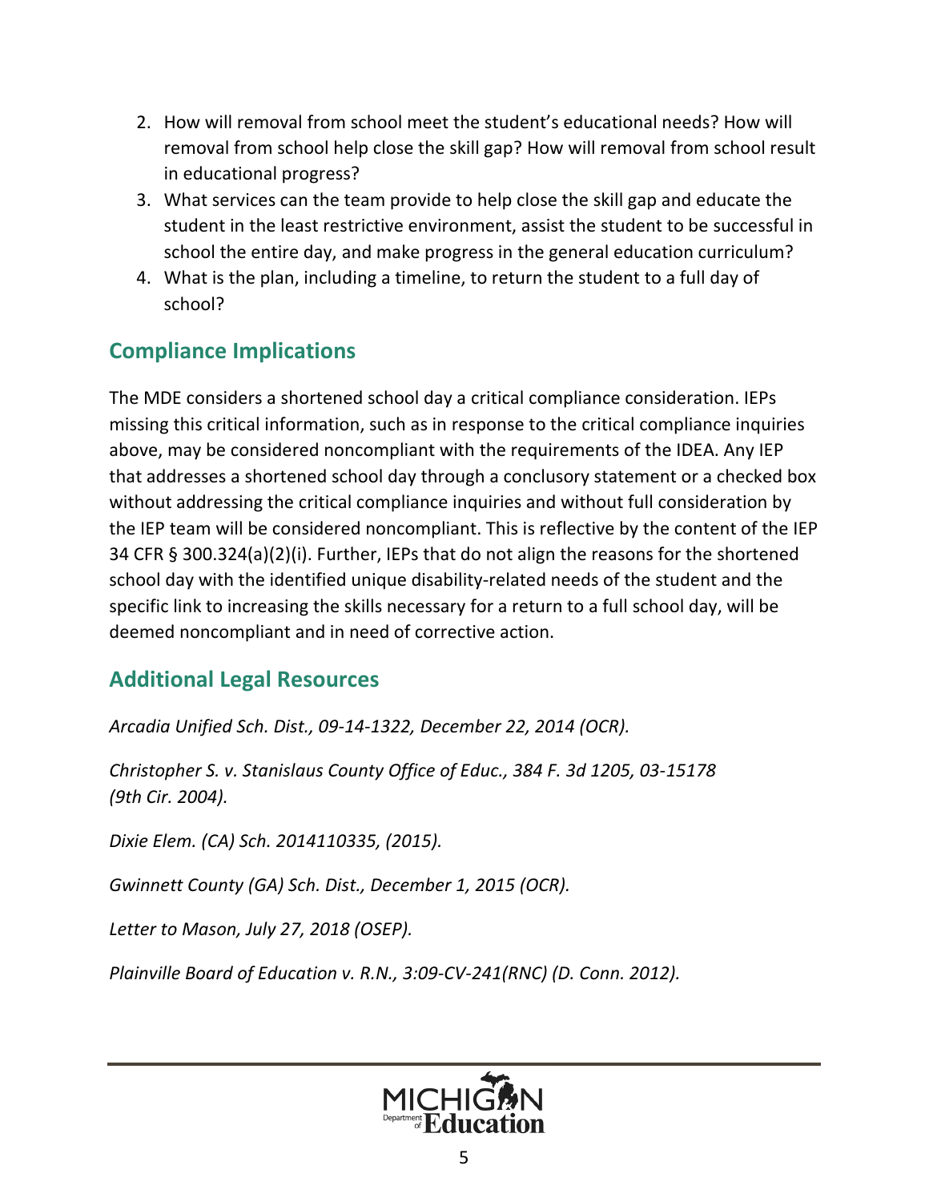2. How will removal from school meet the student's educational needs? How will removal from school help close the skill gap? How will removal from school result in educational progress?
3. What services can the team provide to help close the skill gap and educate the student in the least restrictive environment, assist the student to be successful in school the entire day, and make progress in the general education curriculum?
4. What is the plan, including a timeline, to return the student to a full day of school?

## Compliance Implications

The MDE considers a shortened school day a critical compliance consideration. IEPs missing this critical information, such as in response to the critical compliance inquiries above, may be considered noncompliant with the requirements of the IDEA. Any IEP that addresses a shortened school day through a conclusory statement or a checked box without addressing the critical compliance inquiries and without full consideration by the IEP team will be considered noncompliant. This is reflective by the content of the IEP 34 CFR § 300.324(a)(2)(i). Further, IEPs that do not align the reasons for the shortened school day with the identified unique disability-related needs of the student and the specific link to increasing the skills necessary for a return to a full school day, will be deemed noncompliant and in need of corrective action.

## Additional Legal Resources

*Arcadia Unified Sch. Dist., 09-14-1322, December 22, 2014 (OCR).*

*Christopher S. v. Stanislaus County Office of Educ., 384 F. 3d 1205, 03-15178 (9th Cir. 2004).*

*Dixie Elem. (CA) Sch. 2014110335, (2015).*

*Gwinnett County (GA) Sch. Dist., December 1, 2015 (OCR).*

*Letter to Mason, July 27, 2018 (OSEP).*

*Plainville Board of Education v. R.N., 3:09-CV-241(RNC) (D. Conn. 2012).*